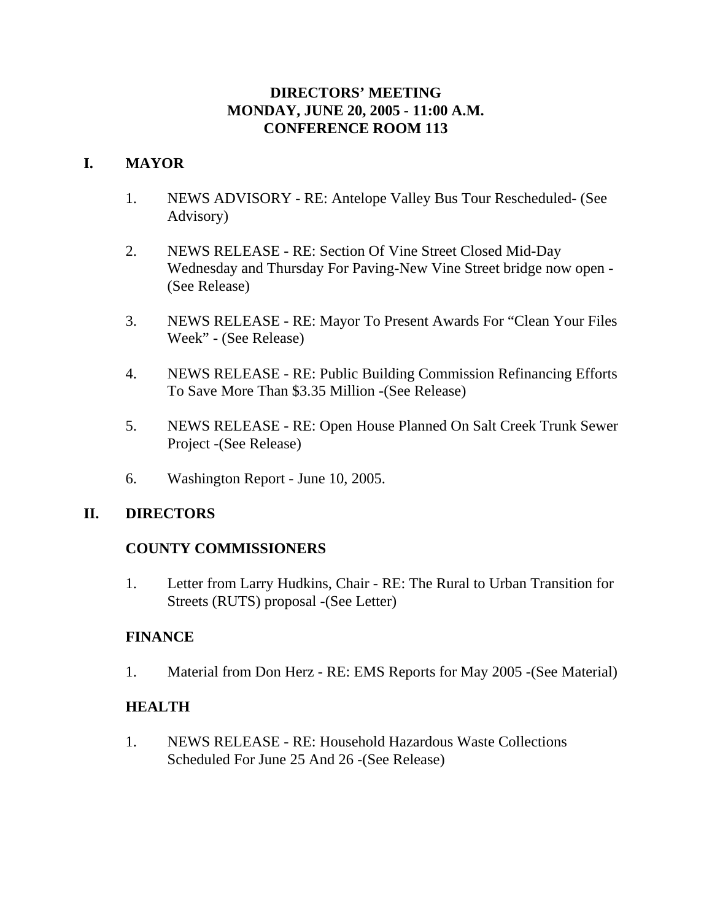# DIRECTORS' MEETING
# MONDAY, JUNE 20, 2005 - 11:00 A.M.
# CONFERENCE ROOM 113

## I. MAYOR

1. NEWS ADVISORY - RE: Antelope Valley Bus Tour Rescheduled- (See Advisory)

2. NEWS RELEASE - RE: Section Of Vine Street Closed Mid-Day Wednesday and Thursday For Paving-New Vine Street bridge now open - (See Release)

3. NEWS RELEASE - RE: Mayor To Present Awards For "Clean Your Files Week" - (See Release)

4. NEWS RELEASE - RE: Public Building Commission Refinancing Efforts To Save More Than $3.35 Million -(See Release)

5. NEWS RELEASE - RE: Open House Planned On Salt Creek Trunk Sewer Project -(See Release)

6. Washington Report - June 10, 2005.

## II. DIRECTORS

### COUNTY COMMISSIONERS

1. Letter from Larry Hudkins, Chair - RE: The Rural to Urban Transition for Streets (RUTS) proposal -(See Letter)

### FINANCE

1. Material from Don Herz - RE: EMS Reports for May 2005 -(See Material)

### HEALTH

1. NEWS RELEASE - RE: Household Hazardous Waste Collections Scheduled For June 25 And 26 -(See Release)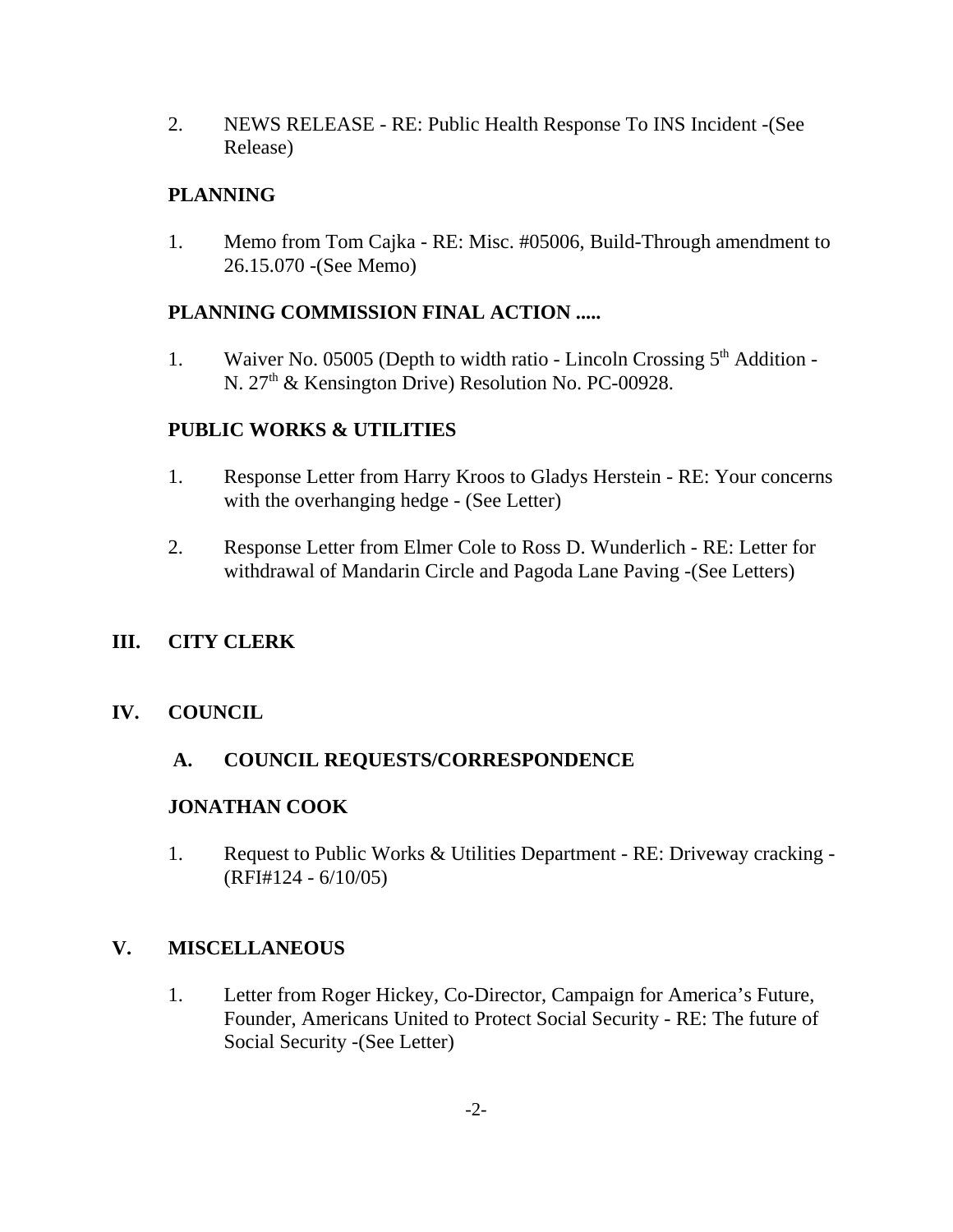2. NEWS RELEASE - RE: Public Health Response To INS Incident -(See Release)

**PLANNING**

1. Memo from Tom Cajka - RE: Misc. #05006, Build-Through amendment to 26.15.070 -(See Memo)

**PLANNING COMMISSION FINAL ACTION .....**

1. Waiver No. 05005 (Depth to width ratio - Lincoln Crossing 5th Addition - N. 27th & Kensington Drive) Resolution No. PC-00928.

**PUBLIC WORKS & UTILITIES**

1. Response Letter from Harry Kroos to Gladys Herstein - RE: Your concerns with the overhanging hedge - (See Letter)

2. Response Letter from Elmer Cole to Ross D. Wunderlich - RE: Letter for withdrawal of Mandarin Circle and Pagoda Lane Paving -(See Letters)

## III. CITY CLERK

## IV. COUNCIL

### A. COUNCIL REQUESTS/CORRESPONDENCE

**JONATHAN COOK**

1. Request to Public Works & Utilities Department - RE: Driveway cracking - (RFI#124 - 6/10/05)

## V. MISCELLANEOUS

1. Letter from Roger Hickey, Co-Director, Campaign for America's Future, Founder, Americans United to Protect Social Security - RE: The future of Social Security -(See Letter)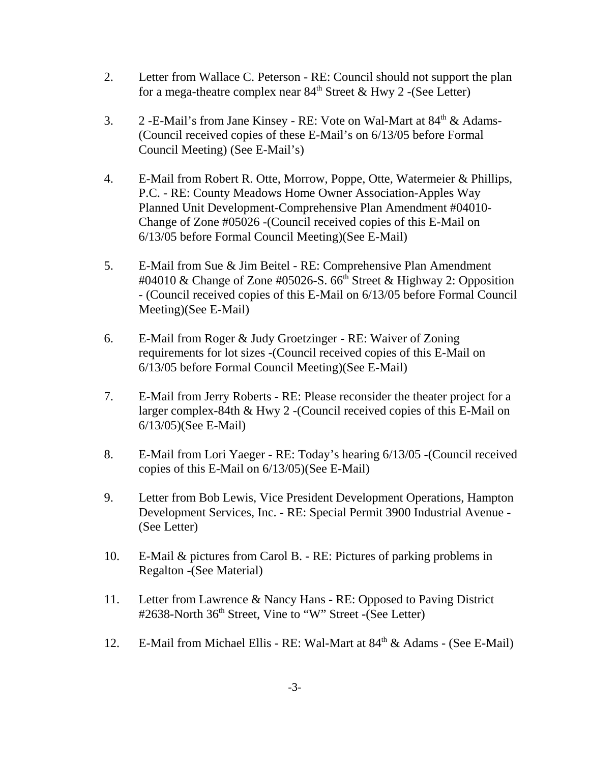2. Letter from Wallace C. Peterson - RE: Council should not support the plan for a mega-theatre complex near 84th Street & Hwy 2 -(See Letter)

3. 2 -E-Mail's from Jane Kinsey - RE: Vote on Wal-Mart at 84th & Adams- (Council received copies of these E-Mail's on 6/13/05 before Formal Council Meeting) (See E-Mail's)

4. E-Mail from Robert R. Otte, Morrow, Poppe, Otte, Watermeier & Phillips, P.C. - RE: County Meadows Home Owner Association-Apples Way Planned Unit Development-Comprehensive Plan Amendment #04010- Change of Zone #05026 -(Council received copies of this E-Mail on 6/13/05 before Formal Council Meeting)(See E-Mail)

5. E-Mail from Sue & Jim Beitel - RE: Comprehensive Plan Amendment #04010 & Change of Zone #05026-S. 66th Street & Highway 2: Opposition - (Council received copies of this E-Mail on 6/13/05 before Formal Council Meeting)(See E-Mail)

6. E-Mail from Roger & Judy Groetzinger - RE: Waiver of Zoning requirements for lot sizes -(Council received copies of this E-Mail on 6/13/05 before Formal Council Meeting)(See E-Mail)

7. E-Mail from Jerry Roberts - RE: Please reconsider the theater project for a larger complex-84th & Hwy 2 -(Council received copies of this E-Mail on 6/13/05)(See E-Mail)

8. E-Mail from Lori Yaeger - RE: Today's hearing 6/13/05 -(Council received copies of this E-Mail on 6/13/05)(See E-Mail)

9. Letter from Bob Lewis, Vice President Development Operations, Hampton Development Services, Inc. - RE: Special Permit 3900 Industrial Avenue - (See Letter)

10. E-Mail & pictures from Carol B. - RE: Pictures of parking problems in Regalton -(See Material)

11. Letter from Lawrence & Nancy Hans - RE: Opposed to Paving District #2638-North 36th Street, Vine to "W" Street -(See Letter)

12. E-Mail from Michael Ellis - RE: Wal-Mart at 84th & Adams - (See E-Mail)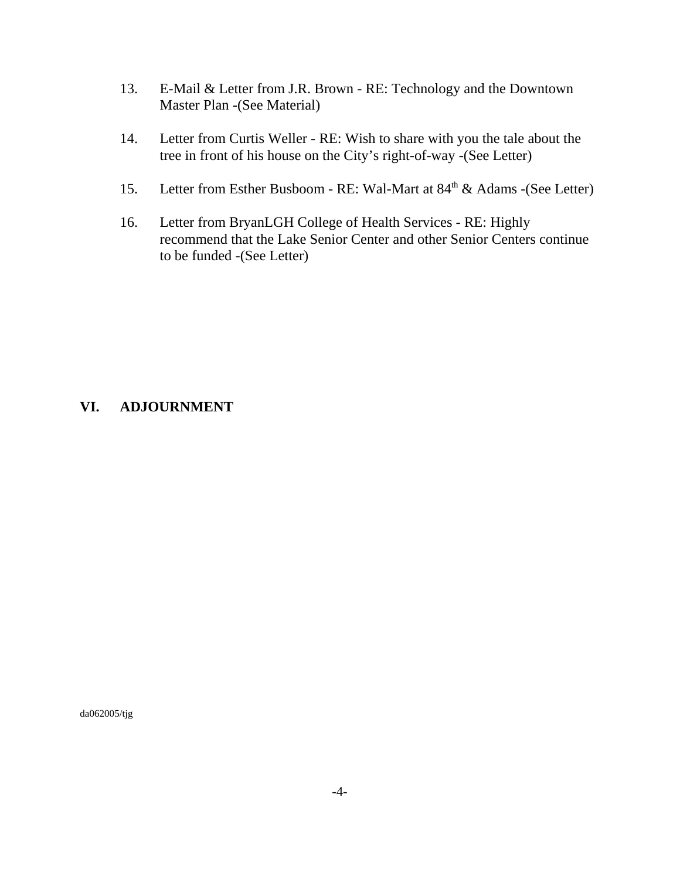13. E-Mail & Letter from J.R. Brown - RE: Technology and the Downtown Master Plan -(See Material)

14. Letter from Curtis Weller - RE: Wish to share with you the tale about the tree in front of his house on the City's right-of-way -(See Letter)

15. Letter from Esther Busboom - RE: Wal-Mart at 84th & Adams -(See Letter)

16. Letter from BryanLGH College of Health Services - RE: Highly recommend that the Lake Senior Center and other Senior Centers continue to be funded -(See Letter)

## VI. ADJOURNMENT

da062005/tjg